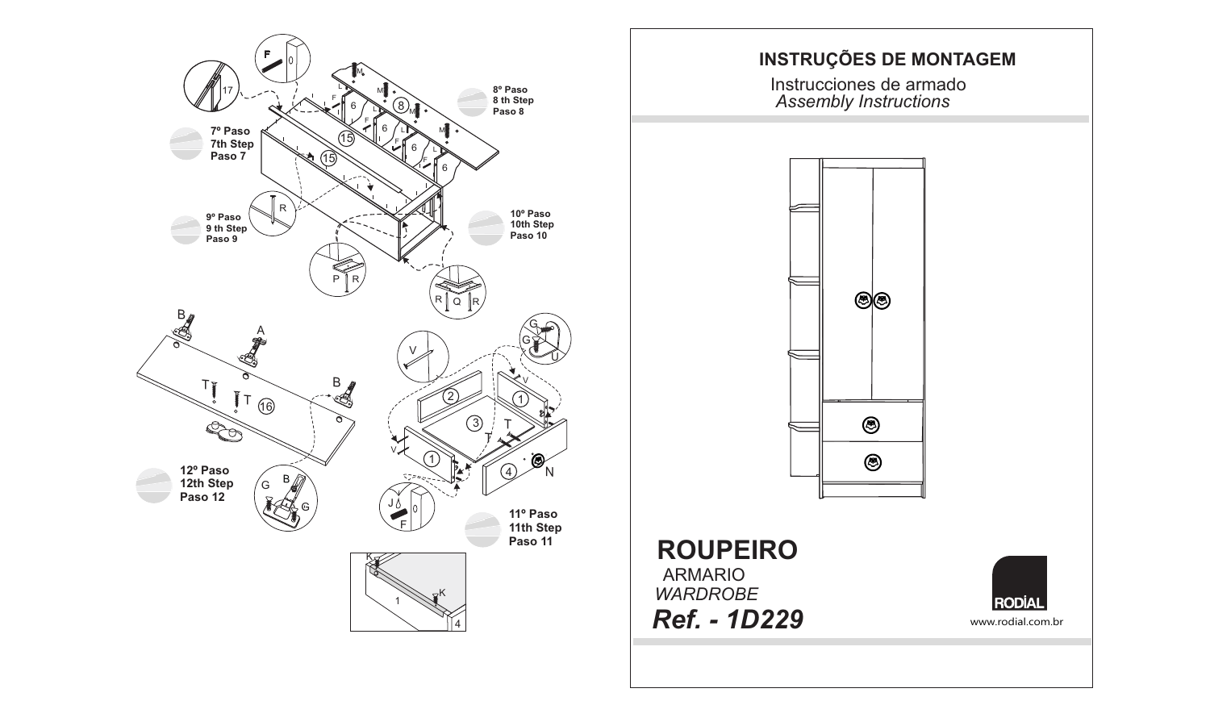7º Paso
7th Step
Paso 7

8º Paso
8 th Step
Paso 8

9º Paso
9 th Step
Paso 9

10º Paso
10th Step
Paso 10

12º Paso
12th Step
Paso 12

11º Paso
11th Step
Paso 11

# INSTRUÇÕES DE MONTAGEM

Instrucciones de armado
*Assembly Instructions*

# ROUPEIRO

ARMARIO
*WARDROBE*

## *Ref. - 1D229*

RODIAL
www.rodial.com.br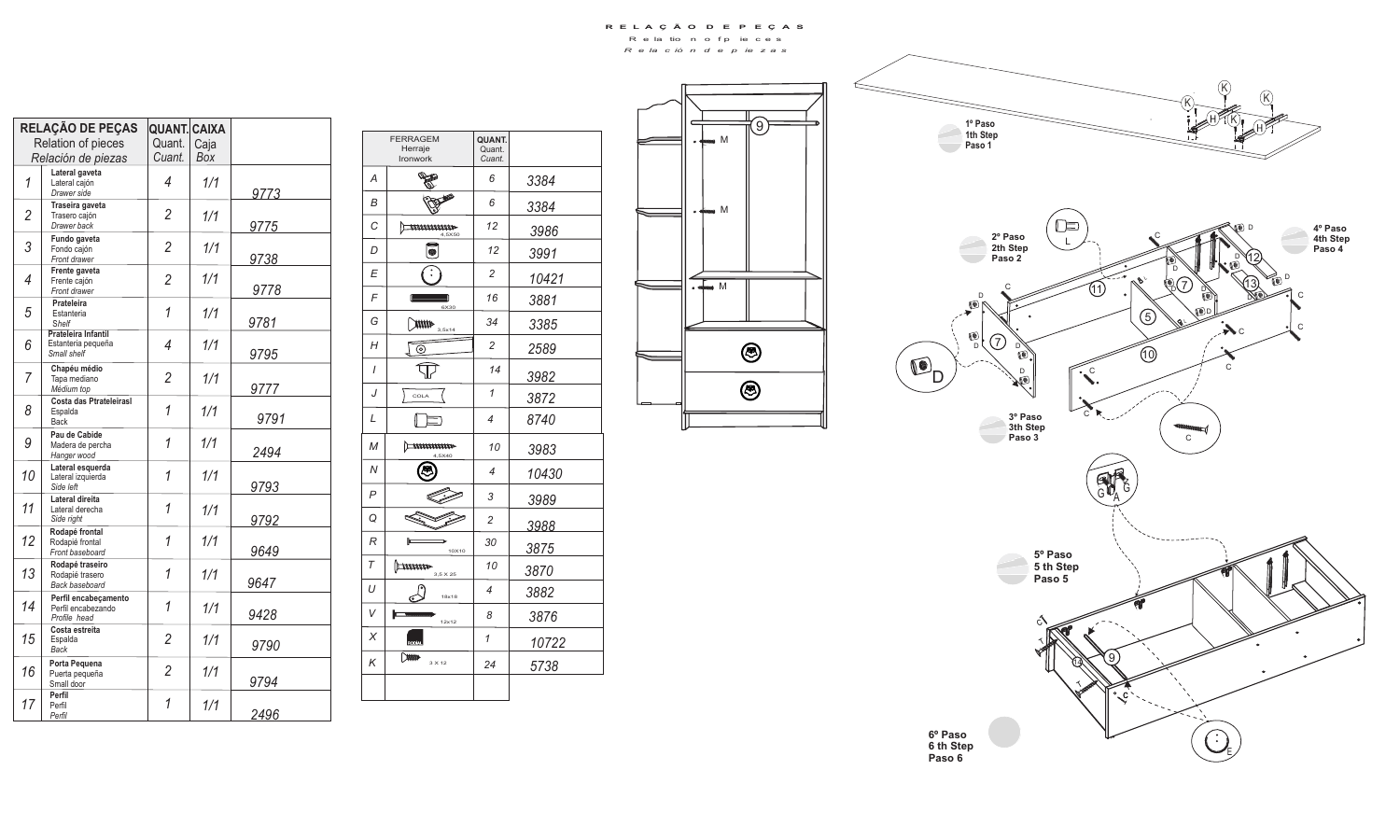RELAÇÃO DE PEÇAS
Relation of pieces
Relación de piezas

| RELAÇÃO DE PEÇAS / Relation of pieces / Relación de piezas | | QUANT. / Quant. / Cuant. | CAIXA / Caja / Box | |
|---|---|---|---|---|
| 1 | Lateral gaveta / Lateral cajón / Drawer side | 4 | 1/1 | 9773 |
| 2 | Traseira gaveta / Trasero cajón / Drawer back | 2 | 1/1 | 9775 |
| 3 | Fundo gaveta / Fondo cajón / Front drawer | 2 | 1/1 | 9738 |
| 4 | Frente gaveta / Frente cajón / Front drawer | 2 | 1/1 | 9778 |
| 5 | Prateleira / Estanteria / Shelf | 1 | 1/1 | 9781 |
| 6 | Prateleira Infantil / Estanteria pequeña / Small shelf | 4 | 1/1 | 9795 |
| 7 | Chapéu médio / Tapa mediano / Médium top | 2 | 1/1 | 9777 |
| 8 | Costa das Ptrateleirasl / Espalda / Back | 1 | 1/1 | 9791 |
| 9 | Pau de Cabide / Madera de percha / Hanger wood | 1 | 1/1 | 2494 |
| 10 | Lateral esquerda / Lateral izquierda / Side left | 1 | 1/1 | 9793 |
| 11 | Lateral direita / Lateral derecha / Side right | 1 | 1/1 | 9792 |
| 12 | Rodapé frontal / Rodapié frontal / Front baseboard | 1 | 1/1 | 9649 |
| 13 | Rodapé traseiro / Rodapié trasero / Back baseboard | 1 | 1/1 | 9647 |
| 14 | Perfil encabeçamento / Perfil encabezando / Profile head | 1 | 1/1 | 9428 |
| 15 | Costa estreita / Espalda / Back | 2 | 1/1 | 9790 |
| 16 | Porta Pequena / Puerta pequeña / Small door | 2 | 1/1 | 9794 |
| 17 | Perfil / Perfil / Perfil | 1 | 1/1 | 2496 |

| FERRAGEM / Herraje / Ironwork | | QUANT. / Quant. / Cuant. | |
|---|---|---|---|
| A | | 6 | 3384 |
| B | | 6 | 3384 |
| C | 4,5X50 | 12 | 3986 |
| D | | 12 | 3991 |
| E | | 2 | 10421 |
| F | 6X30 | 16 | 3881 |
| G | 3,5x14 | 34 | 3385 |
| H | | 2 | 2589 |
| I | | 14 | 3982 |
| J | COLA | 1 | 3872 |
| L | | 4 | 8740 |
| M | 4,5X40 | 10 | 3983 |
| N | | 4 | 10430 |
| P | | 3 | 3989 |
| Q | | 2 | 3988 |
| R | 10X10 | 30 | 3875 |
| T | 3,5 X 25 | 10 | 3870 |
| U | 18x18 | 4 | 3882 |
| V | 12x12 | 8 | 3876 |
| X | | 1 | 10722 |
| K | 3 X 12 | 24 | 5738 |

1º Paso
1th Step
Paso 1

2º Paso
2th Step
Paso 2

3º Paso
3th Step
Paso 3

4º Paso
4th Step
Paso 4

5º Paso
5 th Step
Paso 5

6º Paso
6 th Step
Paso 6